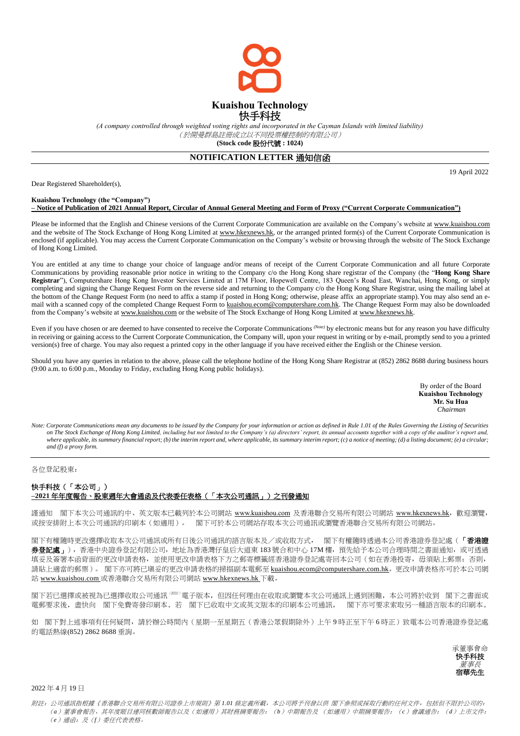# Kuaishou Technology
# 快手科技

*(A company controlled through weighted voting rights and incorporated in the Cayman Islands with limited liability)*
*（於開曼群島註冊成立以不同投票權控制的有限公司）*
**(Stock code 股份代號 : 1024)**

## NOTIFICATION LETTER 通知信函

19 April 2022

Dear Registered Shareholder(s),

**Kuaishou Technology (the "Company")**
**– Notice of Publication of 2021 Annual Report, Circular of Annual General Meeting and Form of Proxy ("Current Corporate Communication")**

Please be informed that the English and Chinese versions of the Current Corporate Communication are available on the Company's website at www.kuaishou.com and the website of The Stock Exchange of Hong Kong Limited at www.hkexnews.hk, or the arranged printed form(s) of the Current Corporate Communication is enclosed (if applicable). You may access the Current Corporate Communication on the Company's website or browsing through the website of The Stock Exchange of Hong Kong Limited.

You are entitled at any time to change your choice of language and/or means of receipt of the Current Corporate Communication and all future Corporate Communications by providing reasonable prior notice in writing to the Company c/o the Hong Kong share registrar of the Company (the "**Hong Kong Share Registrar**"), Computershare Hong Kong Investor Services Limited at 17M Floor, Hopewell Centre, 183 Queen's Road East, Wanchai, Hong Kong, or simply completing and signing the Change Request Form on the reverse side and returning to the Company c/o the Hong Kong Share Registrar, using the mailing label at the bottom of the Change Request Form (no need to affix a stamp if posted in Hong Kong; otherwise, please affix an appropriate stamp). You may also send an e-mail with a scanned copy of the completed Change Request Form to kuaishou.ecom@computershare.com.hk. The Change Request Form may also be downloaded from the Company's website at www.kuaishou.com or the website of The Stock Exchange of Hong Kong Limited at www.hkexnews.hk.

Even if you have chosen or are deemed to have consented to receive the Corporate Communications *(Note)* by electronic means but for any reason you have difficulty in receiving or gaining access to the Current Corporate Communication, the Company will, upon your request in writing or by e-mail, promptly send to you a printed version(s) free of charge. You may also request a printed copy in the other language if you have received either the English or the Chinese version.

Should you have any queries in relation to the above, please call the telephone hotline of the Hong Kong Share Registrar at (852) 2862 8688 during business hours (9:00 a.m. to 6:00 p.m., Monday to Friday, excluding Hong Kong public holidays).

By order of the Board
**Kuaishou Technology**
**Mr. Su Hua**
*Chairman*

*Note: Corporate Communications mean any documents to be issued by the Company for your information or action as defined in Rule 1.01 of the Rules Governing the Listing of Securities on The Stock Exchange of Hong Kong Limited, including but not limited to the Company's (a) directors' report, its annual accounts together with a copy of the auditor's report and, where applicable, its summary financial report; (b) the interim report and, where applicable, its summary interim report; (c) a notice of meeting; (d) a listing document; (e) a circular; and (f) a proxy form.*

---

各位登記股東：

**快手科技（「本公司」）**
**–2021 年年度報告、股東週年大會通函及代表委任表格（「本次公司通訊」）之刊發通知**

謹通知 閣下本次公司通訊的中、英文版本已載列於本公司網站 www.kuaishou.com 及香港聯合交易所有限公司網站 www.hkexnews.hk，歡迎瀏覽，或按安排附上本次公司通訊的印刷本（如適用）。 閣下可於本公司網站存取本次公司通訊或瀏覽香港聯合交易所有限公司網站。

閣下有權隨時更改選擇收取本次公司通訊或所有日後公司通訊的語言版本及／或收取方式， 閣下有權隨時透過本公司香港證券登記處（「**香港證券登記處**」），香港中央證券登記有限公司，地址為香港灣仔皇后大道東 183 號合和中心 17M 樓，預先給予本公司合理時間之書面通知，或可透過填妥及簽署本函背面的更改申請表格，並使用更改申請表格下方之郵寄標籤經香港證券登記處寄回本公司（如在香港投寄，毋須貼上郵票；否則，請貼上適當的郵票）。 閣下亦可將已填妥的更改申請表格的掃描副本電郵至 kuaishou.ecom@computershare.com.hk。更改申請表格亦可於本公司網站 www.kuaishou.com 或香港聯合交易所有限公司網站 www.hkexnews.hk 下載。

閣下若已選擇或被視為已選擇收取公司通訊 *(附註)* 電子版本，但因任何理由在收取或瀏覽本次公司通訊上遇到困難，本公司將於收到 閣下之書面或電郵要求後，盡快向 閣下免費寄發印刷本。若 閣下已收取中文或英文版本的印刷本公司通訊， 閣下亦可要求索取另一種語言版本的印刷本。

如 閣下對上述事項有任何疑問，請於辦公時間內（星期一至星期五（香港公眾假期除外）上午 9 時正至下午 6 時正）致電本公司香港證券登記處的電話熱線(852) 2862 8688 垂詢。

承董事會命
**快手科技**
*董事長*
**宿華先生**

2022 年 4 月 19 日

*附註：公司通訊指根據《香港聯合交易所有限公司證券上市規則》第 1.01 條定義所載，本公司將予刊發以供 閣下參照或採取行動的任何文件，包括但不限於公司的：（a）董事會報告、其年度賬目連同核數師報告以及（如適用）其財務摘要報告；（b）中期報告及（如適用）中期摘要報告；（c）會議通告；（d）上市文件；（e）通函；及（f）委任代表表格。*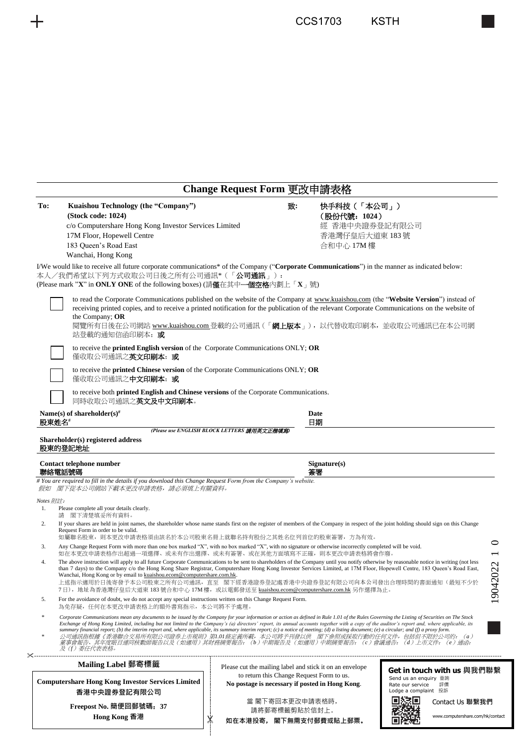# Change Request Form 更改申請表格

**To:** **Kuaishou Technology (the "Company")**
**(Stock code: 1024)**
c/o Computershare Hong Kong Investor Services Limited
17M Floor, Hopewell Centre
183 Queen's Road East
Wanchai, Hong Kong

**致:** **快手科技（「本公司」）**
**（股份代號：1024）**
經 香港中央證券登記有限公司
香港灣仔皇后大道東 183 號
合和中心 17M 樓

I/We would like to receive all future corporate communications* of the Company ("**Corporate Communications**") in the manner as indicated below:
本人／我們希望以下列方式收取公司日後之所有公司通訊*（「**公司通訊**」）：
(Please mark "**X**" in **ONLY ONE** of the following boxes) (請**僅**在其中**一個空格**內劃上「**X**」號)

☐ to read the Corporate Communications published on the website of the Company at www.kuaishou.com (the "**Website Version**") instead of receiving printed copies, and to receive a printed notification for the publication of the relevant Corporate Communications on the website of the Company; **OR**
閱覽所有日後在公司網站 www.kuaishou.com 登載的公司通訊（「**網上版本**」），以代替收取印刷本，並收取公司通訊已在本公司網站登載的通知信函印刷本；**或**

☐ to receive the **printed English version** of the Corporate Communications ONLY; **OR**
僅收取公司通訊之**英文印刷本**；**或**

☐ to receive the **printed Chinese version** of the Corporate Communications ONLY; **OR**
僅收取公司通訊之**中文印刷本**；**或**

☐ to receive both **printed English and Chinese versions** of the Corporate Communications.
同時收取公司通訊之**英文及中文印刷本**。

**Name(s) of shareholder(s)[#]**
**股東姓名[#]**
*(Please use ENGLISH BLOCK LETTERS 請用英文正楷填寫)*

**Date**
**日期**

**Shareholder(s) registered address**
**股東的登記地址**

**Contact telephone number**
**聯絡電話號碼**

**Signature(s)**
**簽署**

*# You are required to fill in the details if you download this Change Request Form from the Company's website.*
*假如 閣下從本公司網站下載本更改申請表格，請必須填上有關資料。*

*Notes 附註:*

1. Please complete all your details clearly.
請 閣下清楚填妥所有資料。
2. If your shares are held in joint names, the shareholder whose name stands first on the register of members of the Company in respect of the joint holding should sign on this Change Request Form in order to be valid.
如屬聯名股東，則本更改申請表格須由該名於本公司股東名冊上就聯名持有股份之其姓名位列首位的股東簽署，方為有效。
3. Any Change Request Form with more than one box marked "X", with no box marked "X", with no signature or otherwise incorrectly completed will be void.
如在本更改申請表格作出超過一項選擇、或未有作出選擇、或未有簽署、或在其他方面填寫不正確，則本更改申請表格將會作廢。
4. The above instruction will apply to all future Corporate Communications to be sent to shareholders of the Company until you notify otherwise by reasonable notice in writing (not less than 7 days) to the Company c/o the Hong Kong Share Registrar, Computershare Hong Kong Investor Services Limited, at 17M Floor, Hopewell Centre, 183 Queen's Road East, Wanchai, Hong Kong or by email to kuaishou.ecom@computershare.com.hk.
上述指示適用於日後寄發予本公司股東之所有公司通訊，直至 閣下經香港證券登記處香港中央證券登記有限公司向本公司發出合理時間的書面通知（最短不少於7日），地址為香港灣仔皇后大道東 183 號合和中心 17M 樓，或以電郵發送至 kuaishou.ecom@computershare.com.hk 另作選擇為止。
5. For the avoidance of doubt, we do not accept any special instructions written on this Change Request Form.
為免存疑，任何在本更改申請表格上的額外書寫指示，本公司將不予處理。

\* *Corporate Communications mean any documents to be issued by the Company for your information or action as defined in Rule 1.01 of the Rules Governing the Listing of Securities on The Stock Exchange of Hong Kong Limited, including but not limited to the Company's (a) directors' report, its annual accounts together with a copy of the auditor's report and, where applicable, its summary financial report; (b) the interim report and, where applicable, its summary interim report; (c) a notice of meeting; (d) a listing document; (e) a circular; and (f) a proxy form.*

\* *公司通訊指根據《香港聯合交易所有限公司證券上市規則》第1.01條定義所載，本公司將予刊發以供 閣下參照或採取行動的任何文件，包括但不限於公司的：（a）董事會報告、其年度賬目連同核數師報告以及（如適用）其財務摘要報告；（b）中期報告及（如適用）中期摘要報告；（c）會議通告；（d）上市文件；（e）通函；及（f）委任代表表格。*

**Mailing Label 郵寄標籤**

**Computershare Hong Kong Investor Services Limited**
**香港中央證券登記有限公司**
**Freepost No. 簡便回郵號碼：37**
**Hong Kong 香港**

Please cut the mailing label and stick it on an envelope to return this Change Request Form to us.
**No postage is necessary if posted in Hong Kong**.

當 閣下寄回本更改申請表格時，
請將郵寄標籤剪貼於信封上。
**如在本港投寄， 閣下無需支付郵費或貼上郵票。**

**Get in touch with us 與我們聯繫**
Send us an enquiry 垂詢
Rate our service 評價
Lodge a complaint 投訴
Contact Us 聯繫我們
www.computershare.com/hk/contact